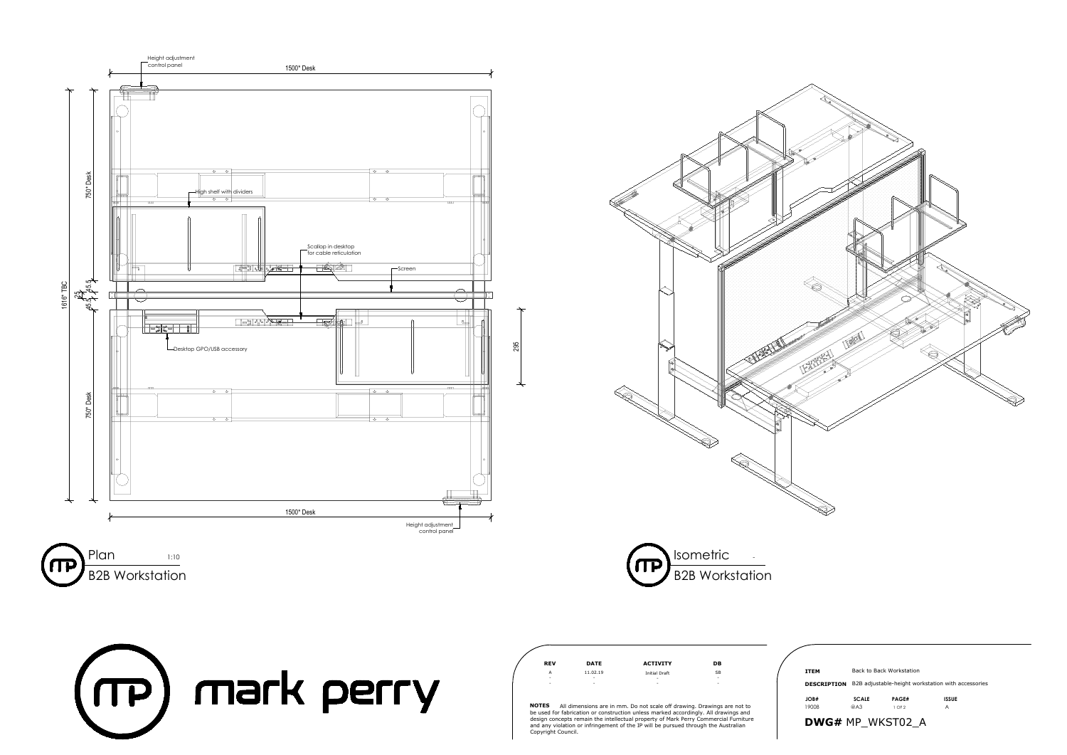Height adjustment control panel

1500* Desk

750* Desk

High shelf with dividers

Scallop in desktop for cable reticulation

Screen

1616* TBC

5.5

25

5.5

45

45

Desktop GPO/USB accessory

295

750* Desk

1500* Desk

Height adjustment control panel

Plan 1:10

B2B Workstation

Isometric -

B2B Workstation

mark perry

| REV | DATE | ACTIVITY | DB |
|---|---|---|---|
| A | 11.02.19 | Initial Draft | SB |
| - | - | - | - |
| - | - | - | - |

**NOTES** All dimensions are in mm. Do not scale off drawing. Drawings are not to be used for fabrication or construction unless marked accordingly. All drawings and design concepts remain the intellectual property of Mark Perry Commercial Furniture and any violation or infringement of the IP will be pursued through the Australian Copyright Council.

**ITEM** Back to Back Workstation

**DESCRIPTION** B2B adjustable-height workstation with accessories

| JOB# | SCALE | PAGE# | ISSUE |
|---|---|---|---|
| 19008 | @A3 | 1 Of 2 | A |

**DWG#** MP_WKST02_A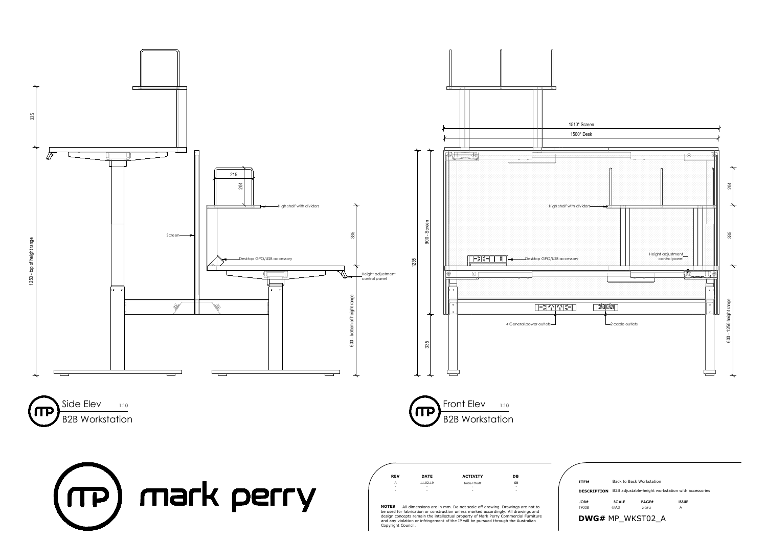335

1250 - top of height range

215

204

High shelf with dividers

Screen

Desktop GPO/USB accessory

335

Height adjustment control panel

600 - bottom of height range

Side Elev 1:10
B2B Workstation

1510* Screen

1500* Desk

900 - Screen

1235

High shelf with dividers

Desktop GPO/USB accessory

Height adjustment control panel

204

335

600 - 1250 height range

335

4 General power outlets

2 cable outlets

Front Elev 1:10
B2B Workstation

mark perry

| REV | DATE | ACTIVITY | DB |
|---|---|---|---|
| A | 11.02.19 | Initial Draft | SB |
| - | - | - | - |
| - | - | - | - |

**NOTES** All dimensions are in mm. Do not scale off drawing. Drawings are not to be used for fabrication or construction unless marked accordingly. All drawings and design concepts remain the intellectual property of Mark Perry Commercial Furniture and any violation or infringement of the IP will be pursued through the Australian Copyright Council.

**ITEM** Back to Back Workstation

**DESCRIPTION** B2B adjustable-height workstation with accessories

| JOB# | SCALE | PAGE# | ISSUE |
|---|---|---|---|
| 19008 | @A3 | 2 Of 2 | A |

**DWG#** MP_WKST02_A